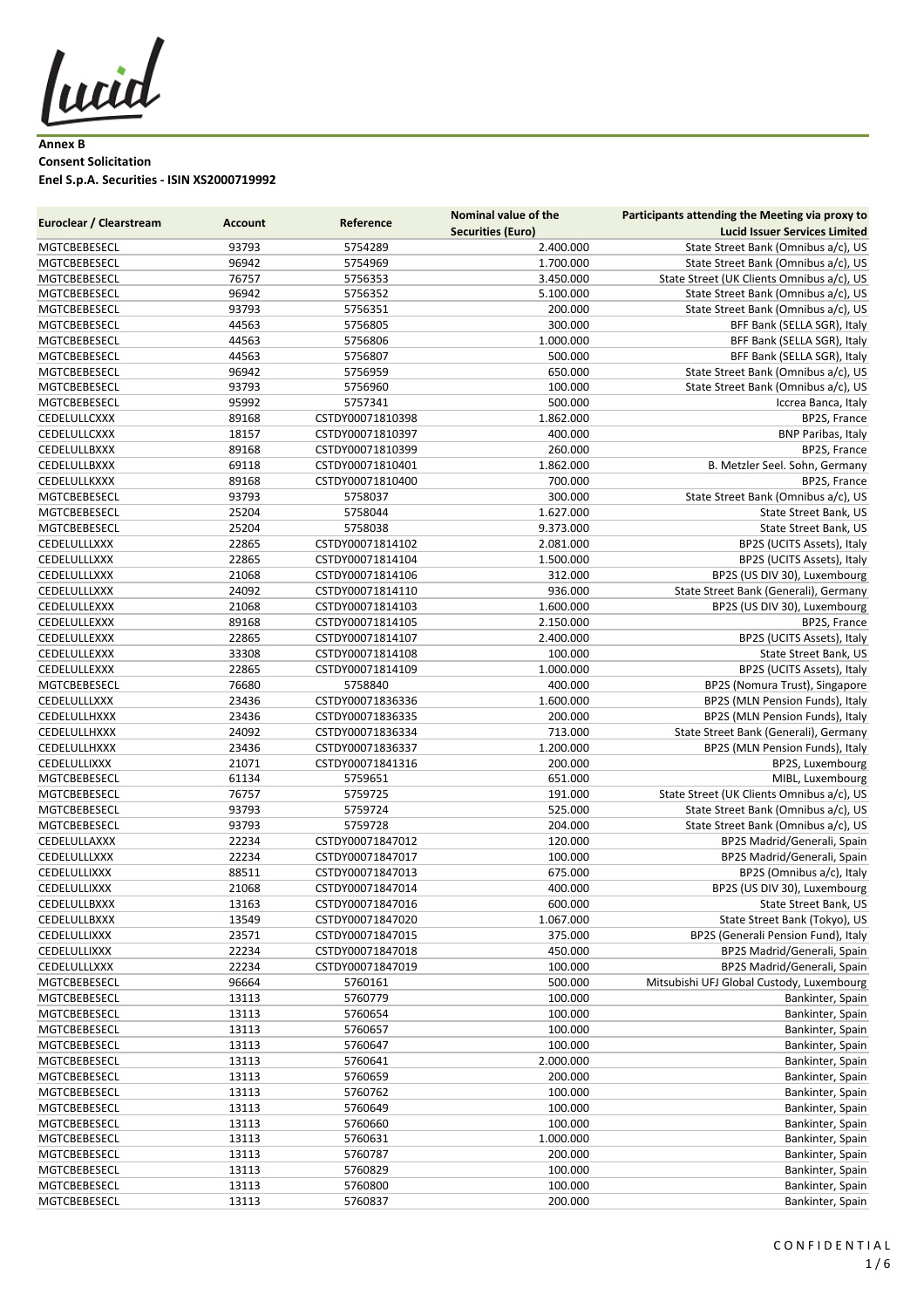**Annex B**
**Consent Solicitation**
**Enel S.p.A. Securities - ISIN XS2000719992**

| Euroclear / Clearstream | Account | Reference | Nominal value of the Securities (Euro) | Participants attending the Meeting via proxy to Lucid Issuer Services Limited |
|---|---|---|---|---|
| MGTCBEBESECL | 93793 | 5754289 | 2.400.000 | State Street Bank (Omnibus a/c), US |
| MGTCBEBESECL | 96942 | 5754969 | 1.700.000 | State Street Bank (Omnibus a/c), US |
| MGTCBEBESECL | 76757 | 5756353 | 3.450.000 | State Street (UK Clients Omnibus a/c), US |
| MGTCBEBESECL | 96942 | 5756352 | 5.100.000 | State Street Bank (Omnibus a/c), US |
| MGTCBEBESECL | 93793 | 5756351 | 200.000 | State Street Bank (Omnibus a/c), US |
| MGTCBEBESECL | 44563 | 5756805 | 300.000 | BFF Bank (SELLA SGR), Italy |
| MGTCBEBESECL | 44563 | 5756806 | 1.000.000 | BFF Bank (SELLA SGR), Italy |
| MGTCBEBESECL | 44563 | 5756807 | 500.000 | BFF Bank (SELLA SGR), Italy |
| MGTCBEBESECL | 96942 | 5756959 | 650.000 | State Street Bank (Omnibus a/c), US |
| MGTCBEBESECL | 93793 | 5756960 | 100.000 | State Street Bank (Omnibus a/c), US |
| MGTCBEBESECL | 95992 | 5757341 | 500.000 | Iccrea Banca, Italy |
| CEDELULLCXXX | 89168 | CSTDY00071810398 | 1.862.000 | BP2S, France |
| CEDELULLCXXX | 18157 | CSTDY00071810397 | 400.000 | BNP Paribas, Italy |
| CEDELULLBXXX | 89168 | CSTDY00071810399 | 260.000 | BP2S, France |
| CEDELULLBXXX | 69118 | CSTDY00071810401 | 1.862.000 | B. Metzler Seel. Sohn, Germany |
| CEDELULLKXXX | 89168 | CSTDY00071810400 | 700.000 | BP2S, France |
| MGTCBEBESECL | 93793 | 5758037 | 300.000 | State Street Bank (Omnibus a/c), US |
| MGTCBEBESECL | 25204 | 5758044 | 1.627.000 | State Street Bank, US |
| MGTCBEBESECL | 25204 | 5758038 | 9.373.000 | State Street Bank, US |
| CEDELULLLXXX | 22865 | CSTDY00071814102 | 2.081.000 | BP2S (UCITS Assets), Italy |
| CEDELULLLXXX | 22865 | CSTDY00071814104 | 1.500.000 | BP2S (UCITS Assets), Italy |
| CEDELULLLXXX | 21068 | CSTDY00071814106 | 312.000 | BP2S (US DIV 30), Luxembourg |
| CEDELULLLXXX | 24092 | CSTDY00071814110 | 936.000 | State Street Bank (Generali), Germany |
| CEDELULLEXXX | 21068 | CSTDY00071814103 | 1.600.000 | BP2S (US DIV 30), Luxembourg |
| CEDELULLEXXX | 89168 | CSTDY00071814105 | 2.150.000 | BP2S, France |
| CEDELULLEXXX | 22865 | CSTDY00071814107 | 2.400.000 | BP2S (UCITS Assets), Italy |
| CEDELULLEXXX | 33308 | CSTDY00071814108 | 100.000 | State Street Bank, US |
| CEDELULLEXXX | 22865 | CSTDY00071814109 | 1.000.000 | BP2S (UCITS Assets), Italy |
| MGTCBEBESECL | 76680 | 5758840 | 400.000 | BP2S (Nomura Trust), Singapore |
| CEDELULLLXXX | 23436 | CSTDY00071836336 | 1.600.000 | BP2S (MLN Pension Funds), Italy |
| CEDELULLHXXX | 23436 | CSTDY00071836335 | 200.000 | BP2S (MLN Pension Funds), Italy |
| CEDELULLHXXX | 24092 | CSTDY00071836334 | 713.000 | State Street Bank (Generali), Germany |
| CEDELULLHXXX | 23436 | CSTDY00071836337 | 1.200.000 | BP2S (MLN Pension Funds), Italy |
| CEDELULLIXXX | 21071 | CSTDY00071841316 | 200.000 | BP2S, Luxembourg |
| MGTCBEBESECL | 61134 | 5759651 | 651.000 | MIBL, Luxembourg |
| MGTCBEBESECL | 76757 | 5759725 | 191.000 | State Street (UK Clients Omnibus a/c), US |
| MGTCBEBESECL | 93793 | 5759724 | 525.000 | State Street Bank (Omnibus a/c), US |
| MGTCBEBESECL | 93793 | 5759728 | 204.000 | State Street Bank (Omnibus a/c), US |
| CEDELULLAXXX | 22234 | CSTDY00071847012 | 120.000 | BP2S Madrid/Generali, Spain |
| CEDELULLLXXX | 22234 | CSTDY00071847017 | 100.000 | BP2S Madrid/Generali, Spain |
| CEDELULLIXXX | 88511 | CSTDY00071847013 | 675.000 | BP2S (Omnibus a/c), Italy |
| CEDELULLIXXX | 21068 | CSTDY00071847014 | 400.000 | BP2S (US DIV 30), Luxembourg |
| CEDELULLBXXX | 13163 | CSTDY00071847016 | 600.000 | State Street Bank, US |
| CEDELULLBXXX | 13549 | CSTDY00071847020 | 1.067.000 | State Street Bank (Tokyo), US |
| CEDELULLIXXX | 23571 | CSTDY00071847015 | 375.000 | BP2S (Generali Pension Fund), Italy |
| CEDELULLIXXX | 22234 | CSTDY00071847018 | 450.000 | BP2S Madrid/Generali, Spain |
| CEDELULLLXXX | 22234 | CSTDY00071847019 | 100.000 | BP2S Madrid/Generali, Spain |
| MGTCBEBESECL | 96664 | 5760161 | 500.000 | Mitsubishi UFJ Global Custody, Luxembourg |
| MGTCBEBESECL | 13113 | 5760779 | 100.000 | Bankinter, Spain |
| MGTCBEBESECL | 13113 | 5760654 | 100.000 | Bankinter, Spain |
| MGTCBEBESECL | 13113 | 5760657 | 100.000 | Bankinter, Spain |
| MGTCBEBESECL | 13113 | 5760647 | 100.000 | Bankinter, Spain |
| MGTCBEBESECL | 13113 | 5760641 | 2.000.000 | Bankinter, Spain |
| MGTCBEBESECL | 13113 | 5760659 | 200.000 | Bankinter, Spain |
| MGTCBEBESECL | 13113 | 5760762 | 100.000 | Bankinter, Spain |
| MGTCBEBESECL | 13113 | 5760649 | 100.000 | Bankinter, Spain |
| MGTCBEBESECL | 13113 | 5760660 | 100.000 | Bankinter, Spain |
| MGTCBEBESECL | 13113 | 5760631 | 1.000.000 | Bankinter, Spain |
| MGTCBEBESECL | 13113 | 5760787 | 200.000 | Bankinter, Spain |
| MGTCBEBESECL | 13113 | 5760829 | 100.000 | Bankinter, Spain |
| MGTCBEBESECL | 13113 | 5760800 | 100.000 | Bankinter, Spain |
| MGTCBEBESECL | 13113 | 5760837 | 200.000 | Bankinter, Spain |

CONFIDENTIAL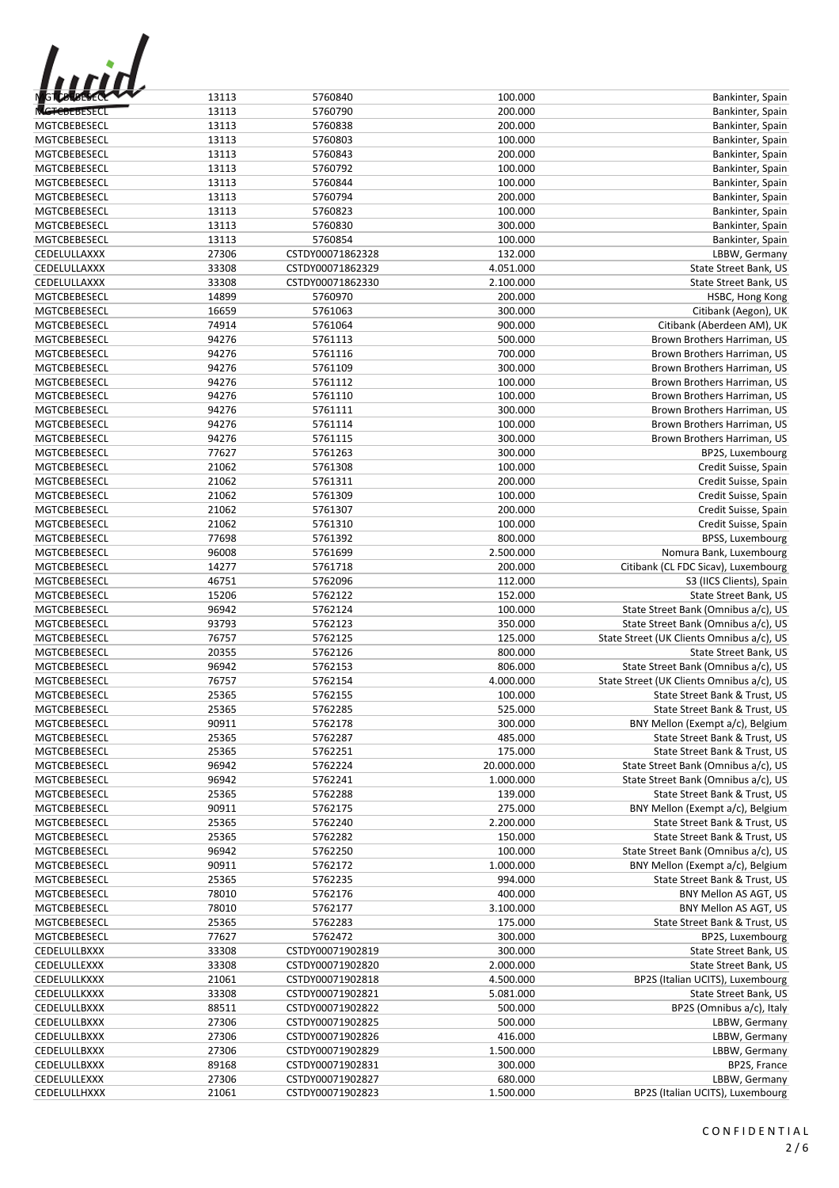| | | | | |
|---|---|---|---|---|
| MGTCBEBESECL | 13113 | 5760840 | 100.000 | Bankinter, Spain |
| MGTCBEBESECL | 13113 | 5760790 | 200.000 | Bankinter, Spain |
| MGTCBEBESECL | 13113 | 5760838 | 200.000 | Bankinter, Spain |
| MGTCBEBESECL | 13113 | 5760803 | 100.000 | Bankinter, Spain |
| MGTCBEBESECL | 13113 | 5760843 | 200.000 | Bankinter, Spain |
| MGTCBEBESECL | 13113 | 5760792 | 100.000 | Bankinter, Spain |
| MGTCBEBESECL | 13113 | 5760844 | 100.000 | Bankinter, Spain |
| MGTCBEBESECL | 13113 | 5760794 | 200.000 | Bankinter, Spain |
| MGTCBEBESECL | 13113 | 5760823 | 100.000 | Bankinter, Spain |
| MGTCBEBESECL | 13113 | 5760830 | 300.000 | Bankinter, Spain |
| MGTCBEBESECL | 13113 | 5760854 | 100.000 | Bankinter, Spain |
| CEDELULLAXXX | 27306 | CSTDY00071862328 | 132.000 | LBBW, Germany |
| CEDELULLAXXX | 33308 | CSTDY00071862329 | 4.051.000 | State Street Bank, US |
| CEDELULLAXXX | 33308 | CSTDY00071862330 | 2.100.000 | State Street Bank, US |
| MGTCBEBESECL | 14899 | 5760970 | 200.000 | HSBC, Hong Kong |
| MGTCBEBESECL | 16659 | 5761063 | 300.000 | Citibank (Aegon), UK |
| MGTCBEBESECL | 74914 | 5761064 | 900.000 | Citibank (Aberdeen AM), UK |
| MGTCBEBESECL | 94276 | 5761113 | 500.000 | Brown Brothers Harriman, US |
| MGTCBEBESECL | 94276 | 5761116 | 700.000 | Brown Brothers Harriman, US |
| MGTCBEBESECL | 94276 | 5761109 | 300.000 | Brown Brothers Harriman, US |
| MGTCBEBESECL | 94276 | 5761112 | 100.000 | Brown Brothers Harriman, US |
| MGTCBEBESECL | 94276 | 5761110 | 100.000 | Brown Brothers Harriman, US |
| MGTCBEBESECL | 94276 | 5761111 | 300.000 | Brown Brothers Harriman, US |
| MGTCBEBESECL | 94276 | 5761114 | 100.000 | Brown Brothers Harriman, US |
| MGTCBEBESECL | 94276 | 5761115 | 300.000 | Brown Brothers Harriman, US |
| MGTCBEBESECL | 77627 | 5761263 | 300.000 | BP2S, Luxembourg |
| MGTCBEBESECL | 21062 | 5761308 | 100.000 | Credit Suisse, Spain |
| MGTCBEBESECL | 21062 | 5761311 | 200.000 | Credit Suisse, Spain |
| MGTCBEBESECL | 21062 | 5761309 | 100.000 | Credit Suisse, Spain |
| MGTCBEBESECL | 21062 | 5761307 | 200.000 | Credit Suisse, Spain |
| MGTCBEBESECL | 21062 | 5761310 | 100.000 | Credit Suisse, Spain |
| MGTCBEBESECL | 77698 | 5761392 | 800.000 | BPSS, Luxembourg |
| MGTCBEBESECL | 96008 | 5761699 | 2.500.000 | Nomura Bank, Luxembourg |
| MGTCBEBESECL | 14277 | 5761718 | 200.000 | Citibank (CL FDC Sicav), Luxembourg |
| MGTCBEBESECL | 46751 | 5762096 | 112.000 | S3 (IICS Clients), Spain |
| MGTCBEBESECL | 15206 | 5762122 | 152.000 | State Street Bank, US |
| MGTCBEBESECL | 96942 | 5762124 | 100.000 | State Street Bank (Omnibus a/c), US |
| MGTCBEBESECL | 93793 | 5762123 | 350.000 | State Street Bank (Omnibus a/c), US |
| MGTCBEBESECL | 76757 | 5762125 | 125.000 | State Street (UK Clients Omnibus a/c), US |
| MGTCBEBESECL | 20355 | 5762126 | 800.000 | State Street Bank, US |
| MGTCBEBESECL | 96942 | 5762153 | 806.000 | State Street Bank (Omnibus a/c), US |
| MGTCBEBESECL | 76757 | 5762154 | 4.000.000 | State Street (UK Clients Omnibus a/c), US |
| MGTCBEBESECL | 25365 | 5762155 | 100.000 | State Street Bank & Trust, US |
| MGTCBEBESECL | 25365 | 5762285 | 525.000 | State Street Bank & Trust, US |
| MGTCBEBESECL | 90911 | 5762178 | 300.000 | BNY Mellon (Exempt a/c), Belgium |
| MGTCBEBESECL | 25365 | 5762287 | 485.000 | State Street Bank & Trust, US |
| MGTCBEBESECL | 25365 | 5762251 | 175.000 | State Street Bank & Trust, US |
| MGTCBEBESECL | 96942 | 5762224 | 20.000.000 | State Street Bank (Omnibus a/c), US |
| MGTCBEBESECL | 96942 | 5762241 | 1.000.000 | State Street Bank (Omnibus a/c), US |
| MGTCBEBESECL | 25365 | 5762288 | 139.000 | State Street Bank & Trust, US |
| MGTCBEBESECL | 90911 | 5762175 | 275.000 | BNY Mellon (Exempt a/c), Belgium |
| MGTCBEBESECL | 25365 | 5762240 | 2.200.000 | State Street Bank & Trust, US |
| MGTCBEBESECL | 25365 | 5762282 | 150.000 | State Street Bank & Trust, US |
| MGTCBEBESECL | 96942 | 5762250 | 100.000 | State Street Bank (Omnibus a/c), US |
| MGTCBEBESECL | 90911 | 5762172 | 1.000.000 | BNY Mellon (Exempt a/c), Belgium |
| MGTCBEBESECL | 25365 | 5762235 | 994.000 | State Street Bank & Trust, US |
| MGTCBEBESECL | 78010 | 5762176 | 400.000 | BNY Mellon AS AGT, US |
| MGTCBEBESECL | 78010 | 5762177 | 3.100.000 | BNY Mellon AS AGT, US |
| MGTCBEBESECL | 25365 | 5762283 | 175.000 | State Street Bank & Trust, US |
| MGTCBEBESECL | 77627 | 5762472 | 300.000 | BP2S, Luxembourg |
| CEDELULLBXXX | 33308 | CSTDY00071902819 | 300.000 | State Street Bank, US |
| CEDELULLEXXX | 33308 | CSTDY00071902820 | 2.000.000 | State Street Bank, US |
| CEDELULLKXXX | 21061 | CSTDY00071902818 | 4.500.000 | BP2S (Italian UCITS), Luxembourg |
| CEDELULLKXXX | 33308 | CSTDY00071902821 | 5.081.000 | State Street Bank, US |
| CEDELULLBXXX | 88511 | CSTDY00071902822 | 500.000 | BP2S (Omnibus a/c), Italy |
| CEDELULLBXXX | 27306 | CSTDY00071902825 | 500.000 | LBBW, Germany |
| CEDELULLBXXX | 27306 | CSTDY00071902826 | 416.000 | LBBW, Germany |
| CEDELULLBXXX | 27306 | CSTDY00071902829 | 1.500.000 | LBBW, Germany |
| CEDELULLBXXX | 89168 | CSTDY00071902831 | 300.000 | BP2S, France |
| CEDELULLEXXX | 27306 | CSTDY00071902827 | 680.000 | LBBW, Germany |
| CEDELULLHXXX | 21061 | CSTDY00071902823 | 1.500.000 | BP2S (Italian UCITS), Luxembourg |

CONFIDENTIAL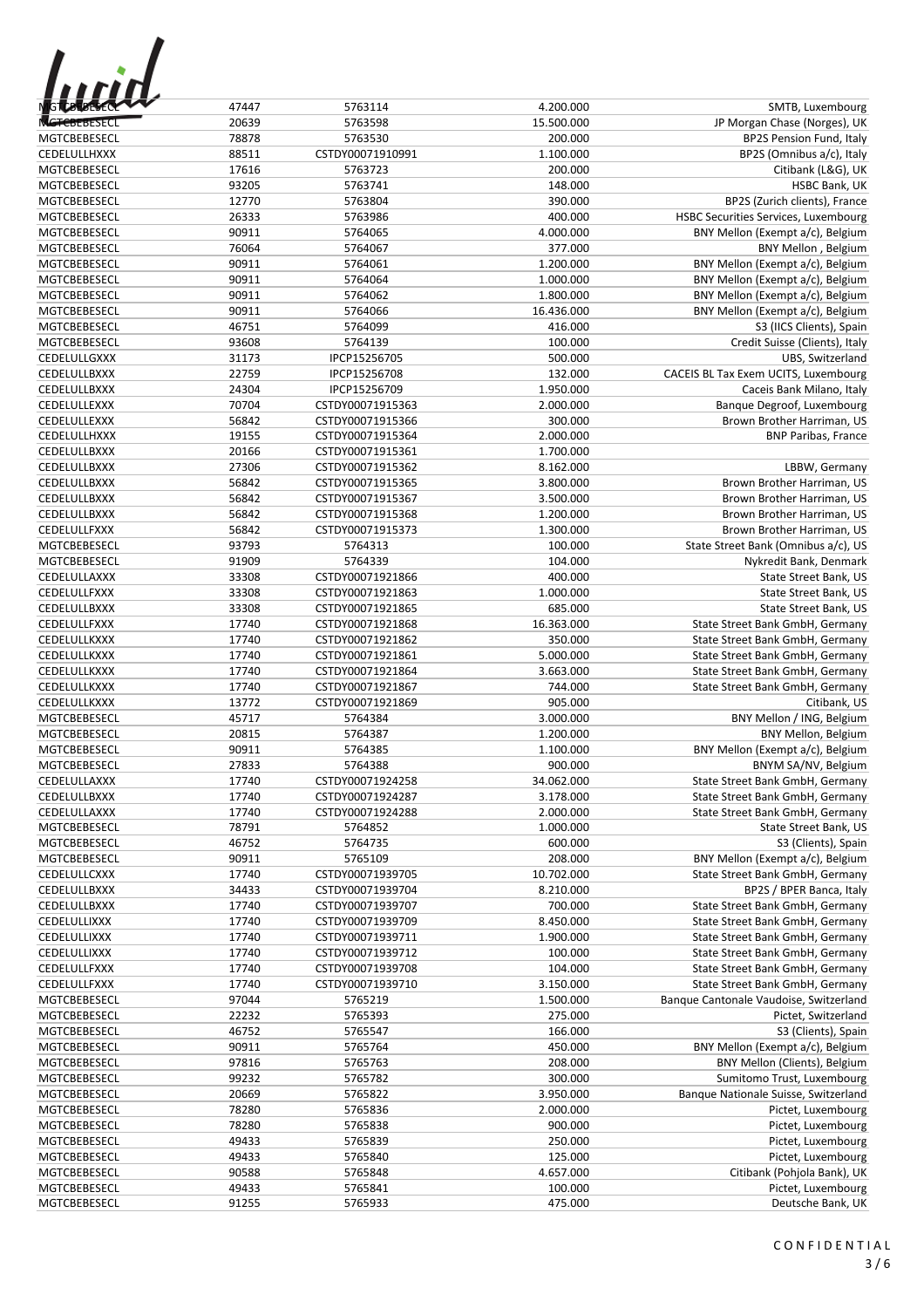| | | | | |
|---|---|---|---|---|
| MGTCBEBESECL | 47447 | 5763114 | 4.200.000 | SMTB, Luxembourg |
| MGTCBEBESECL | 20639 | 5763598 | 15.500.000 | JP Morgan Chase (Norges), UK |
| MGTCBEBESECL | 78878 | 5763530 | 200.000 | BP2S Pension Fund, Italy |
| CEDELULLHXXX | 88511 | CSTDY00071910991 | 1.100.000 | BP2S (Omnibus a/c), Italy |
| MGTCBEBESECL | 17616 | 5763723 | 200.000 | Citibank (L&G), UK |
| MGTCBEBESECL | 93205 | 5763741 | 148.000 | HSBC Bank, UK |
| MGTCBEBESECL | 12770 | 5763804 | 390.000 | BP2S (Zurich clients), France |
| MGTCBEBESECL | 26333 | 5763986 | 400.000 | HSBC Securities Services, Luxembourg |
| MGTCBEBESECL | 90911 | 5764065 | 4.000.000 | BNY Mellon (Exempt a/c), Belgium |
| MGTCBEBESECL | 76064 | 5764067 | 377.000 | BNY Mellon , Belgium |
| MGTCBEBESECL | 90911 | 5764061 | 1.200.000 | BNY Mellon (Exempt a/c), Belgium |
| MGTCBEBESECL | 90911 | 5764064 | 1.000.000 | BNY Mellon (Exempt a/c), Belgium |
| MGTCBEBESECL | 90911 | 5764062 | 1.800.000 | BNY Mellon (Exempt a/c), Belgium |
| MGTCBEBESECL | 90911 | 5764066 | 16.436.000 | BNY Mellon (Exempt a/c), Belgium |
| MGTCBEBESECL | 46751 | 5764099 | 416.000 | S3 (IICS Clients), Spain |
| MGTCBEBESECL | 93608 | 5764139 | 100.000 | Credit Suisse (Clients), Italy |
| CEDELULLGXXX | 31173 | IPCP15256705 | 500.000 | UBS, Switzerland |
| CEDELULLBXXX | 22759 | IPCP15256708 | 132.000 | CACEIS BL Tax Exem UCITS, Luxembourg |
| CEDELULLBXXX | 24304 | IPCP15256709 | 1.950.000 | Caceis Bank Milano, Italy |
| CEDELULLEXXX | 70704 | CSTDY00071915363 | 2.000.000 | Banque Degroof, Luxembourg |
| CEDELULLEXXX | 56842 | CSTDY00071915366 | 300.000 | Brown Brother Harriman, US |
| CEDELULLHXXX | 19155 | CSTDY00071915364 | 2.000.000 | BNP Paribas, France |
| CEDELULLBXXX | 20166 | CSTDY00071915361 | 1.700.000 | |
| CEDELULLBXXX | 27306 | CSTDY00071915362 | 8.162.000 | LBBW, Germany |
| CEDELULLBXXX | 56842 | CSTDY00071915365 | 3.800.000 | Brown Brother Harriman, US |
| CEDELULLBXXX | 56842 | CSTDY00071915367 | 3.500.000 | Brown Brother Harriman, US |
| CEDELULLBXXX | 56842 | CSTDY00071915368 | 1.200.000 | Brown Brother Harriman, US |
| CEDELULLFXXX | 56842 | CSTDY00071915373 | 1.300.000 | Brown Brother Harriman, US |
| MGTCBEBESECL | 93793 | 5764313 | 100.000 | State Street Bank (Omnibus a/c), US |
| MGTCBEBESECL | 91909 | 5764339 | 104.000 | Nykredit Bank, Denmark |
| CEDELULLAXXX | 33308 | CSTDY00071921866 | 400.000 | State Street Bank, US |
| CEDELULLFXXX | 33308 | CSTDY00071921863 | 1.000.000 | State Street Bank, US |
| CEDELULLBXXX | 33308 | CSTDY00071921865 | 685.000 | State Street Bank, US |
| CEDELULLFXXX | 17740 | CSTDY00071921868 | 16.363.000 | State Street Bank GmbH, Germany |
| CEDELULLKXXX | 17740 | CSTDY00071921862 | 350.000 | State Street Bank GmbH, Germany |
| CEDELULLKXXX | 17740 | CSTDY00071921861 | 5.000.000 | State Street Bank GmbH, Germany |
| CEDELULLKXXX | 17740 | CSTDY00071921864 | 3.663.000 | State Street Bank GmbH, Germany |
| CEDELULLKXXX | 17740 | CSTDY00071921867 | 744.000 | State Street Bank GmbH, Germany |
| CEDELULLKXXX | 13772 | CSTDY00071921869 | 905.000 | Citibank, US |
| MGTCBEBESECL | 45717 | 5764384 | 3.000.000 | BNY Mellon / ING, Belgium |
| MGTCBEBESECL | 20815 | 5764387 | 1.200.000 | BNY Mellon, Belgium |
| MGTCBEBESECL | 90911 | 5764385 | 1.100.000 | BNY Mellon (Exempt a/c), Belgium |
| MGTCBEBESECL | 27833 | 5764388 | 900.000 | BNYM SA/NV, Belgium |
| CEDELULLAXXX | 17740 | CSTDY00071924258 | 34.062.000 | State Street Bank GmbH, Germany |
| CEDELULLBXXX | 17740 | CSTDY00071924287 | 3.178.000 | State Street Bank GmbH, Germany |
| CEDELULLAXXX | 17740 | CSTDY00071924288 | 2.000.000 | State Street Bank GmbH, Germany |
| MGTCBEBESECL | 78791 | 5764852 | 1.000.000 | State Street Bank, US |
| MGTCBEBESECL | 46752 | 5764735 | 600.000 | S3 (Clients), Spain |
| MGTCBEBESECL | 90911 | 5765109 | 208.000 | BNY Mellon (Exempt a/c), Belgium |
| CEDELULLCXXX | 17740 | CSTDY00071939705 | 10.702.000 | State Street Bank GmbH, Germany |
| CEDELULLBXXX | 34433 | CSTDY00071939704 | 8.210.000 | BP2S / BPER Banca, Italy |
| CEDELULLBXXX | 17740 | CSTDY00071939707 | 700.000 | State Street Bank GmbH, Germany |
| CEDELULLIXXX | 17740 | CSTDY00071939709 | 8.450.000 | State Street Bank GmbH, Germany |
| CEDELULLIXXX | 17740 | CSTDY00071939711 | 1.900.000 | State Street Bank GmbH, Germany |
| CEDELULLIXXX | 17740 | CSTDY00071939712 | 100.000 | State Street Bank GmbH, Germany |
| CEDELULLFXXX | 17740 | CSTDY00071939708 | 104.000 | State Street Bank GmbH, Germany |
| CEDELULLFXXX | 17740 | CSTDY00071939710 | 3.150.000 | State Street Bank GmbH, Germany |
| MGTCBEBESECL | 97044 | 5765219 | 1.500.000 | Banque Cantonale Vaudoise, Switzerland |
| MGTCBEBESECL | 22232 | 5765393 | 275.000 | Pictet, Switzerland |
| MGTCBEBESECL | 46752 | 5765547 | 166.000 | S3 (Clients), Spain |
| MGTCBEBESECL | 90911 | 5765764 | 450.000 | BNY Mellon (Exempt a/c), Belgium |
| MGTCBEBESECL | 97816 | 5765763 | 208.000 | BNY Mellon (Clients), Belgium |
| MGTCBEBESECL | 99232 | 5765782 | 300.000 | Sumitomo Trust, Luxembourg |
| MGTCBEBESECL | 20669 | 5765822 | 3.950.000 | Banque Nationale Suisse, Switzerland |
| MGTCBEBESECL | 78280 | 5765836 | 2.000.000 | Pictet, Luxembourg |
| MGTCBEBESECL | 78280 | 5765838 | 900.000 | Pictet, Luxembourg |
| MGTCBEBESECL | 49433 | 5765839 | 250.000 | Pictet, Luxembourg |
| MGTCBEBESECL | 49433 | 5765840 | 125.000 | Pictet, Luxembourg |
| MGTCBEBESECL | 90588 | 5765848 | 4.657.000 | Citibank (Pohjola Bank), UK |
| MGTCBEBESECL | 49433 | 5765841 | 100.000 | Pictet, Luxembourg |
| MGTCBEBESECL | 91255 | 5765933 | 475.000 | Deutsche Bank, UK |

CONFIDENTIAL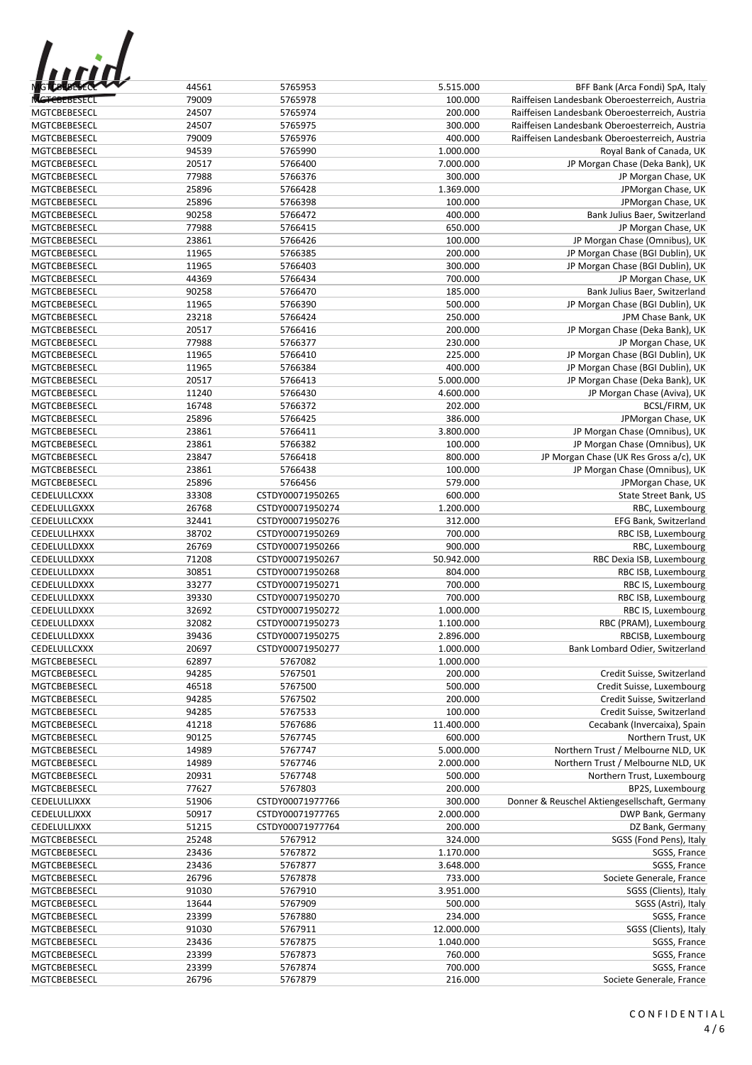| | | | | |
|---|---|---|---|---|
| MGTCBEBESECL | 44561 | 5765953 | 5.515.000 | BFF Bank (Arca Fondi) SpA, Italy |
| MGTCBEBESECL | 79009 | 5765978 | 100.000 | Raiffeisen Landesbank Oberoesterreich, Austria |
| MGTCBEBESECL | 24507 | 5765974 | 200.000 | Raiffeisen Landesbank Oberoesterreich, Austria |
| MGTCBEBESECL | 24507 | 5765975 | 300.000 | Raiffeisen Landesbank Oberoesterreich, Austria |
| MGTCBEBESECL | 79009 | 5765976 | 400.000 | Raiffeisen Landesbank Oberoesterreich, Austria |
| MGTCBEBESECL | 94539 | 5765990 | 1.000.000 | Royal Bank of Canada, UK |
| MGTCBEBESECL | 20517 | 5766400 | 7.000.000 | JP Morgan Chase (Deka Bank), UK |
| MGTCBEBESECL | 77988 | 5766376 | 300.000 | JP Morgan Chase, UK |
| MGTCBEBESECL | 25896 | 5766428 | 1.369.000 | JPMorgan Chase, UK |
| MGTCBEBESECL | 25896 | 5766398 | 100.000 | JPMorgan Chase, UK |
| MGTCBEBESECL | 90258 | 5766472 | 400.000 | Bank Julius Baer, Switzerland |
| MGTCBEBESECL | 77988 | 5766415 | 650.000 | JP Morgan Chase, UK |
| MGTCBEBESECL | 23861 | 5766426 | 100.000 | JP Morgan Chase (Omnibus), UK |
| MGTCBEBESECL | 11965 | 5766385 | 200.000 | JP Morgan Chase (BGI Dublin), UK |
| MGTCBEBESECL | 11965 | 5766403 | 300.000 | JP Morgan Chase (BGI Dublin), UK |
| MGTCBEBESECL | 44369 | 5766434 | 700.000 | JP Morgan Chase, UK |
| MGTCBEBESECL | 90258 | 5766470 | 185.000 | Bank Julius Baer, Switzerland |
| MGTCBEBESECL | 11965 | 5766390 | 500.000 | JP Morgan Chase (BGI Dublin), UK |
| MGTCBEBESECL | 23218 | 5766424 | 250.000 | JPM Chase Bank, UK |
| MGTCBEBESECL | 20517 | 5766416 | 200.000 | JP Morgan Chase (Deka Bank), UK |
| MGTCBEBESECL | 77988 | 5766377 | 230.000 | JP Morgan Chase, UK |
| MGTCBEBESECL | 11965 | 5766410 | 225.000 | JP Morgan Chase (BGI Dublin), UK |
| MGTCBEBESECL | 11965 | 5766384 | 400.000 | JP Morgan Chase (BGI Dublin), UK |
| MGTCBEBESECL | 20517 | 5766413 | 5.000.000 | JP Morgan Chase (Deka Bank), UK |
| MGTCBEBESECL | 11240 | 5766430 | 4.600.000 | JP Morgan Chase (Aviva), UK |
| MGTCBEBESECL | 16748 | 5766372 | 202.000 | BCSL/FIRM, UK |
| MGTCBEBESECL | 25896 | 5766425 | 386.000 | JPMorgan Chase, UK |
| MGTCBEBESECL | 23861 | 5766411 | 3.800.000 | JP Morgan Chase (Omnibus), UK |
| MGTCBEBESECL | 23861 | 5766382 | 100.000 | JP Morgan Chase (Omnibus), UK |
| MGTCBEBESECL | 23847 | 5766418 | 800.000 | JP Morgan Chase (UK Res Gross a/c), UK |
| MGTCBEBESECL | 23861 | 5766438 | 100.000 | JP Morgan Chase (Omnibus), UK |
| MGTCBEBESECL | 25896 | 5766456 | 579.000 | JPMorgan Chase, UK |
| CEDELULLCXXX | 33308 | CSTDY00071950265 | 600.000 | State Street Bank, US |
| CEDELULLGXXX | 26768 | CSTDY00071950274 | 1.200.000 | RBC, Luxembourg |
| CEDELULLCXXX | 32441 | CSTDY00071950276 | 312.000 | EFG Bank, Switzerland |
| CEDELULLHXXX | 38702 | CSTDY00071950269 | 700.000 | RBC ISB, Luxembourg |
| CEDELULLDXXX | 26769 | CSTDY00071950266 | 900.000 | RBC, Luxembourg |
| CEDELULLDXXX | 71208 | CSTDY00071950267 | 50.942.000 | RBC Dexia ISB, Luxembourg |
| CEDELULLDXXX | 30851 | CSTDY00071950268 | 804.000 | RBC ISB, Luxembourg |
| CEDELULLDXXX | 33277 | CSTDY00071950271 | 700.000 | RBC IS, Luxembourg |
| CEDELULLDXXX | 39330 | CSTDY00071950270 | 700.000 | RBC ISB, Luxembourg |
| CEDELULLDXXX | 32692 | CSTDY00071950272 | 1.000.000 | RBC IS, Luxembourg |
| CEDELULLDXXX | 32082 | CSTDY00071950273 | 1.100.000 | RBC (PRAM), Luxembourg |
| CEDELULLDXXX | 39436 | CSTDY00071950275 | 2.896.000 | RBCISB, Luxembourg |
| CEDELULLCXXX | 20697 | CSTDY00071950277 | 1.000.000 | Bank Lombard Odier, Switzerland |
| MGTCBEBESECL | 62897 | 5767082 | 1.000.000 | |
| MGTCBEBESECL | 94285 | 5767501 | 200.000 | Credit Suisse, Switzerland |
| MGTCBEBESECL | 46518 | 5767500 | 500.000 | Credit Suisse, Luxembourg |
| MGTCBEBESECL | 94285 | 5767502 | 200.000 | Credit Suisse, Switzerland |
| MGTCBEBESECL | 94285 | 5767533 | 100.000 | Credit Suisse, Switzerland |
| MGTCBEBESECL | 41218 | 5767686 | 11.400.000 | Cecabank (Invercaixa), Spain |
| MGTCBEBESECL | 90125 | 5767745 | 600.000 | Northern Trust, UK |
| MGTCBEBESECL | 14989 | 5767747 | 5.000.000 | Northern Trust / Melbourne NLD, UK |
| MGTCBEBESECL | 14989 | 5767746 | 2.000.000 | Northern Trust / Melbourne NLD, UK |
| MGTCBEBESECL | 20931 | 5767748 | 500.000 | Northern Trust, Luxembourg |
| MGTCBEBESECL | 77627 | 5767803 | 200.000 | BP2S, Luxembourg |
| CEDELULLIXXX | 51906 | CSTDY00071977766 | 300.000 | Donner & Reuschel Aktiengesellschaft, Germany |
| CEDELULLIXXX | 50917 | CSTDY00071977765 | 2.000.000 | DWP Bank, Germany |
| CEDELULLIXXX | 51215 | CSTDY00071977764 | 200.000 | DZ Bank, Germany |
| MGTCBEBESECL | 25248 | 5767912 | 324.000 | SGSS (Fond Pens), Italy |
| MGTCBEBESECL | 23436 | 5767872 | 1.170.000 | SGSS, France |
| MGTCBEBESECL | 23436 | 5767877 | 3.648.000 | SGSS, France |
| MGTCBEBESECL | 26796 | 5767878 | 733.000 | Societe Generale, France |
| MGTCBEBESECL | 91030 | 5767910 | 3.951.000 | SGSS (Clients), Italy |
| MGTCBEBESECL | 13644 | 5767909 | 500.000 | SGSS (Astri), Italy |
| MGTCBEBESECL | 23399 | 5767880 | 234.000 | SGSS, France |
| MGTCBEBESECL | 91030 | 5767911 | 12.000.000 | SGSS (Clients), Italy |
| MGTCBEBESECL | 23436 | 5767875 | 1.040.000 | SGSS, France |
| MGTCBEBESECL | 23399 | 5767873 | 760.000 | SGSS, France |
| MGTCBEBESECL | 23399 | 5767874 | 700.000 | SGSS, France |
| MGTCBEBESECL | 26796 | 5767879 | 216.000 | Societe Generale, France |

CONFIDENTIAL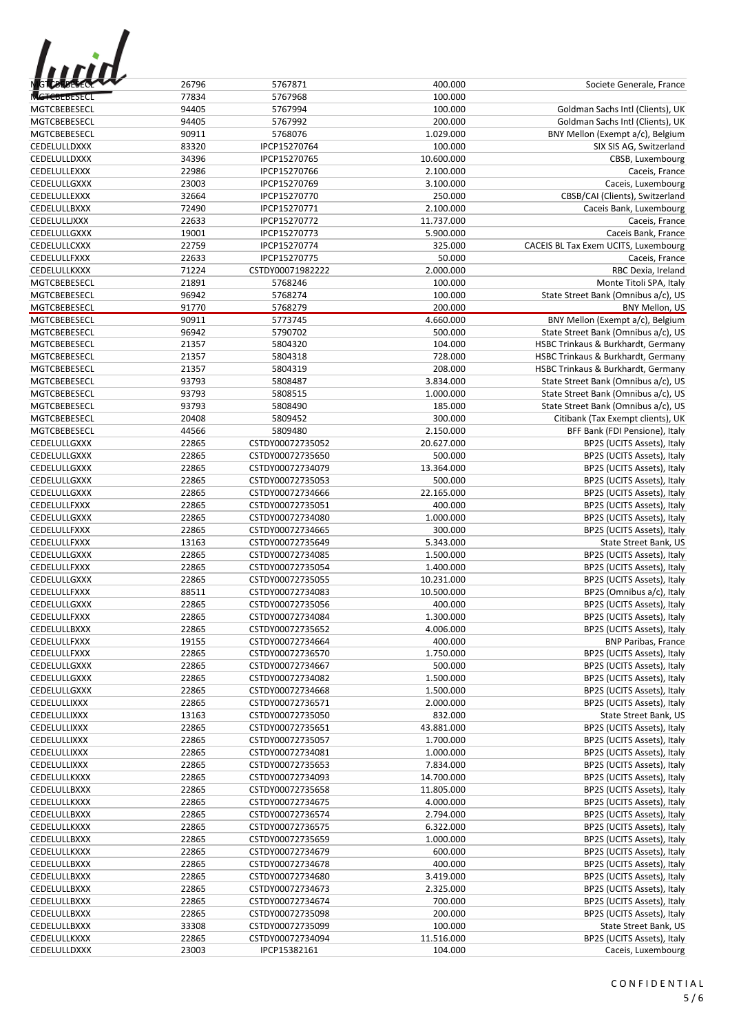| | | | | |
|---|---|---|---|---|
| MGTCBEBESECL | 26796 | 5767871 | 400.000 | Societe Generale, France |
| MGTCBEBESECL | 77834 | 5767968 | 100.000 | |
| MGTCBEBESECL | 94405 | 5767994 | 100.000 | Goldman Sachs Intl (Clients), UK |
| MGTCBEBESECL | 94405 | 5767992 | 200.000 | Goldman Sachs Intl (Clients), UK |
| MGTCBEBESECL | 90911 | 5768076 | 1.029.000 | BNY Mellon (Exempt a/c), Belgium |
| CEDELULLDXXX | 83320 | IPCP15270764 | 100.000 | SIX SIS AG, Switzerland |
| CEDELULLDXXX | 34396 | IPCP15270765 | 10.600.000 | CBSB, Luxembourg |
| CEDELULLEXXX | 22986 | IPCP15270766 | 2.100.000 | Caceis, France |
| CEDELULLGXXX | 23003 | IPCP15270769 | 3.100.000 | Caceis, Luxembourg |
| CEDELULLEXXX | 32664 | IPCP15270770 | 250.000 | CBSB/CAI (Clients), Switzerland |
| CEDELULLBXXX | 72490 | IPCP15270771 | 2.100.000 | Caceis Bank, Luxembourg |
| CEDELULLIXXX | 22633 | IPCP15270772 | 11.737.000 | Caceis, France |
| CEDELULLGXXX | 19001 | IPCP15270773 | 5.900.000 | Caceis Bank, France |
| CEDELULLCXXX | 22759 | IPCP15270774 | 325.000 | CACEIS BL Tax Exem UCITS, Luxembourg |
| CEDELULLFXXX | 22633 | IPCP15270775 | 50.000 | Caceis, France |
| CEDELULLKXXX | 71224 | CSTDY00071982222 | 2.000.000 | RBC Dexia, Ireland |
| MGTCBEBESECL | 21891 | 5768246 | 100.000 | Monte Titoli SPA, Italy |
| MGTCBEBESECL | 96942 | 5768274 | 100.000 | State Street Bank (Omnibus a/c), US |
| MGTCBEBESECL | 91770 | 5768279 | 200.000 | BNY Mellon, US |
| MGTCBEBESECL | 90911 | 5773745 | 4.660.000 | BNY Mellon (Exempt a/c), Belgium |
| MGTCBEBESECL | 96942 | 5790702 | 500.000 | State Street Bank (Omnibus a/c), US |
| MGTCBEBESECL | 21357 | 5804320 | 104.000 | HSBC Trinkaus & Burkhardt, Germany |
| MGTCBEBESECL | 21357 | 5804318 | 728.000 | HSBC Trinkaus & Burkhardt, Germany |
| MGTCBEBESECL | 21357 | 5804319 | 208.000 | HSBC Trinkaus & Burkhardt, Germany |
| MGTCBEBESECL | 93793 | 5808487 | 3.834.000 | State Street Bank (Omnibus a/c), US |
| MGTCBEBESECL | 93793 | 5808515 | 1.000.000 | State Street Bank (Omnibus a/c), US |
| MGTCBEBESECL | 93793 | 5808490 | 185.000 | State Street Bank (Omnibus a/c), US |
| MGTCBEBESECL | 20408 | 5809452 | 300.000 | Citibank (Tax Exempt clients), UK |
| MGTCBEBESECL | 44566 | 5809480 | 2.150.000 | BFF Bank (FDI Pensione), Italy |
| CEDELULLGXXX | 22865 | CSTDY00072735052 | 20.627.000 | BP2S (UCITS Assets), Italy |
| CEDELULLGXXX | 22865 | CSTDY00072735650 | 500.000 | BP2S (UCITS Assets), Italy |
| CEDELULLGXXX | 22865 | CSTDY00072734079 | 13.364.000 | BP2S (UCITS Assets), Italy |
| CEDELULLGXXX | 22865 | CSTDY00072735053 | 500.000 | BP2S (UCITS Assets), Italy |
| CEDELULLGXXX | 22865 | CSTDY00072734666 | 22.165.000 | BP2S (UCITS Assets), Italy |
| CEDELULLFXXX | 22865 | CSTDY00072735051 | 400.000 | BP2S (UCITS Assets), Italy |
| CEDELULLGXXX | 22865 | CSTDY00072734080 | 1.000.000 | BP2S (UCITS Assets), Italy |
| CEDELULLFXXX | 22865 | CSTDY00072734665 | 300.000 | BP2S (UCITS Assets), Italy |
| CEDELULLFXXX | 13163 | CSTDY00072735649 | 5.343.000 | State Street Bank, US |
| CEDELULLGXXX | 22865 | CSTDY00072734085 | 1.500.000 | BP2S (UCITS Assets), Italy |
| CEDELULLFXXX | 22865 | CSTDY00072735054 | 1.400.000 | BP2S (UCITS Assets), Italy |
| CEDELULLGXXX | 22865 | CSTDY00072735055 | 10.231.000 | BP2S (UCITS Assets), Italy |
| CEDELULLFXXX | 88511 | CSTDY00072734083 | 10.500.000 | BP2S (Omnibus a/c), Italy |
| CEDELULLGXXX | 22865 | CSTDY00072735056 | 400.000 | BP2S (UCITS Assets), Italy |
| CEDELULLFXXX | 22865 | CSTDY00072734084 | 1.300.000 | BP2S (UCITS Assets), Italy |
| CEDELULLBXXX | 22865 | CSTDY00072735652 | 4.006.000 | BP2S (UCITS Assets), Italy |
| CEDELULLFXXX | 19155 | CSTDY00072734664 | 400.000 | BNP Paribas, France |
| CEDELULLFXXX | 22865 | CSTDY00072736570 | 1.750.000 | BP2S (UCITS Assets), Italy |
| CEDELULLGXXX | 22865 | CSTDY00072734667 | 500.000 | BP2S (UCITS Assets), Italy |
| CEDELULLGXXX | 22865 | CSTDY00072734082 | 1.500.000 | BP2S (UCITS Assets), Italy |
| CEDELULLGXXX | 22865 | CSTDY00072734668 | 1.500.000 | BP2S (UCITS Assets), Italy |
| CEDELULLIXXX | 22865 | CSTDY00072736571 | 2.000.000 | BP2S (UCITS Assets), Italy |
| CEDELULLIXXX | 13163 | CSTDY00072735050 | 832.000 | State Street Bank, US |
| CEDELULLIXXX | 22865 | CSTDY00072735651 | 43.881.000 | BP2S (UCITS Assets), Italy |
| CEDELULLIXXX | 22865 | CSTDY00072735057 | 1.700.000 | BP2S (UCITS Assets), Italy |
| CEDELULLIXXX | 22865 | CSTDY00072734081 | 1.000.000 | BP2S (UCITS Assets), Italy |
| CEDELULLIXXX | 22865 | CSTDY00072735653 | 7.834.000 | BP2S (UCITS Assets), Italy |
| CEDELULLKXXX | 22865 | CSTDY00072734093 | 14.700.000 | BP2S (UCITS Assets), Italy |
| CEDELULLBXXX | 22865 | CSTDY00072735658 | 11.805.000 | BP2S (UCITS Assets), Italy |
| CEDELULLKXXX | 22865 | CSTDY00072734675 | 4.000.000 | BP2S (UCITS Assets), Italy |
| CEDELULLBXXX | 22865 | CSTDY00072736574 | 2.794.000 | BP2S (UCITS Assets), Italy |
| CEDELULLKXXX | 22865 | CSTDY00072736575 | 6.322.000 | BP2S (UCITS Assets), Italy |
| CEDELULLBXXX | 22865 | CSTDY00072735659 | 1.000.000 | BP2S (UCITS Assets), Italy |
| CEDELULLKXXX | 22865 | CSTDY00072734679 | 600.000 | BP2S (UCITS Assets), Italy |
| CEDELULLBXXX | 22865 | CSTDY00072734678 | 400.000 | BP2S (UCITS Assets), Italy |
| CEDELULLBXXX | 22865 | CSTDY00072734680 | 3.419.000 | BP2S (UCITS Assets), Italy |
| CEDELULLBXXX | 22865 | CSTDY00072734673 | 2.325.000 | BP2S (UCITS Assets), Italy |
| CEDELULLBXXX | 22865 | CSTDY00072734674 | 700.000 | BP2S (UCITS Assets), Italy |
| CEDELULLBXXX | 22865 | CSTDY00072735098 | 200.000 | BP2S (UCITS Assets), Italy |
| CEDELULLBXXX | 33308 | CSTDY00072735099 | 100.000 | State Street Bank, US |
| CEDELULLKXXX | 22865 | CSTDY00072734094 | 11.516.000 | BP2S (UCITS Assets), Italy |
| CEDELULLDXXX | 23003 | IPCP15382161 | 104.000 | Caceis, Luxembourg |

CONFIDENTIAL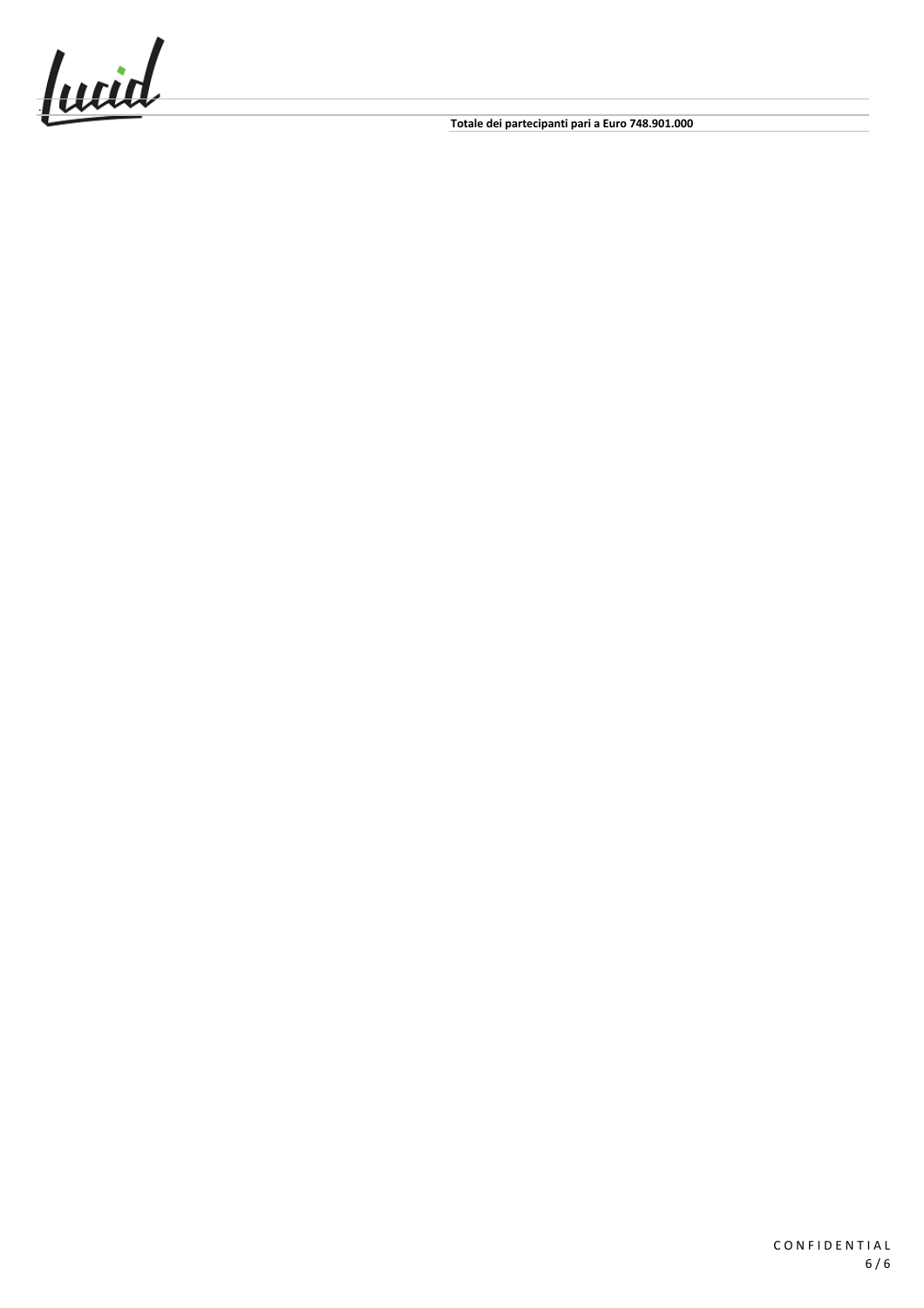**Totale dei partecipanti pari a Euro 748.901.000**